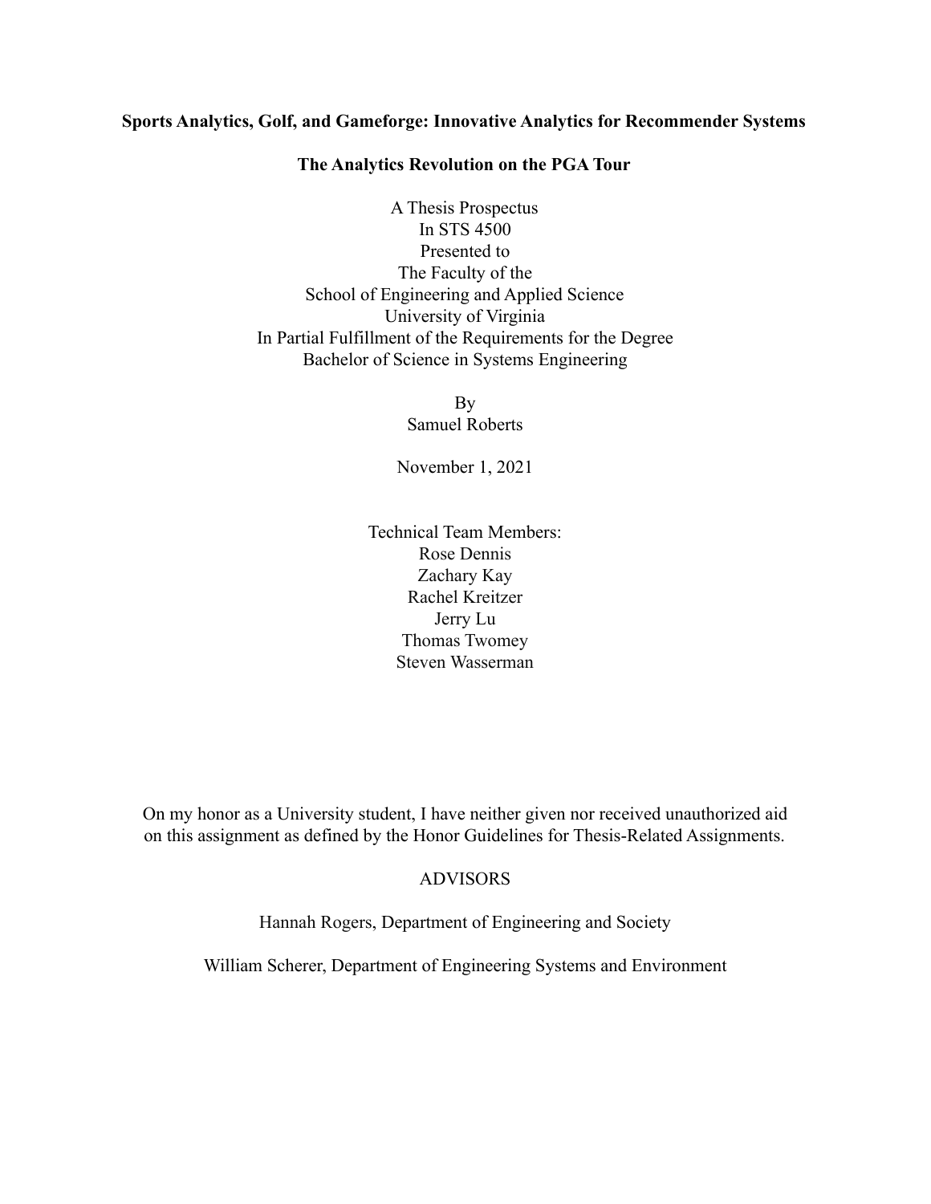**Sports Analytics, Golf, and Gameforge: Innovative Analytics for Recommender Systems**

**The Analytics Revolution on the PGA Tour**

A Thesis Prospectus
In STS 4500
Presented to
The Faculty of the
School of Engineering and Applied Science
University of Virginia
In Partial Fulfillment of the Requirements for the Degree
Bachelor of Science in Systems Engineering

By
Samuel Roberts

November 1, 2021

Technical Team Members:
Rose Dennis
Zachary Kay
Rachel Kreitzer
Jerry Lu
Thomas Twomey
Steven Wasserman

On my honor as a University student, I have neither given nor received unauthorized aid on this assignment as defined by the Honor Guidelines for Thesis-Related Assignments.

ADVISORS

Hannah Rogers, Department of Engineering and Society

William Scherer, Department of Engineering Systems and Environment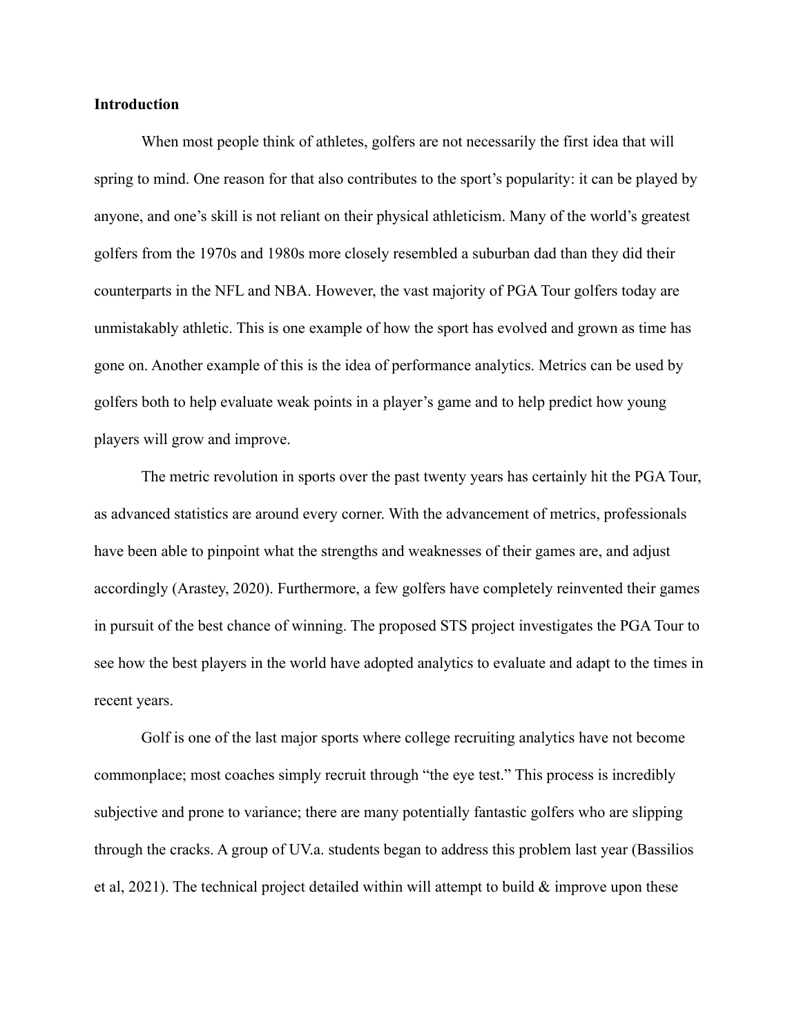**Introduction**

When most people think of athletes, golfers are not necessarily the first idea that will spring to mind. One reason for that also contributes to the sport's popularity: it can be played by anyone, and one's skill is not reliant on their physical athleticism. Many of the world's greatest golfers from the 1970s and 1980s more closely resembled a suburban dad than they did their counterparts in the NFL and NBA. However, the vast majority of PGA Tour golfers today are unmistakably athletic. This is one example of how the sport has evolved and grown as time has gone on. Another example of this is the idea of performance analytics. Metrics can be used by golfers both to help evaluate weak points in a player's game and to help predict how young players will grow and improve.

The metric revolution in sports over the past twenty years has certainly hit the PGA Tour, as advanced statistics are around every corner. With the advancement of metrics, professionals have been able to pinpoint what the strengths and weaknesses of their games are, and adjust accordingly (Arastey, 2020). Furthermore, a few golfers have completely reinvented their games in pursuit of the best chance of winning. The proposed STS project investigates the PGA Tour to see how the best players in the world have adopted analytics to evaluate and adapt to the times in recent years.

Golf is one of the last major sports where college recruiting analytics have not become commonplace; most coaches simply recruit through "the eye test." This process is incredibly subjective and prone to variance; there are many potentially fantastic golfers who are slipping through the cracks. A group of UV.a. students began to address this problem last year (Bassilios et al, 2021). The technical project detailed within will attempt to build & improve upon these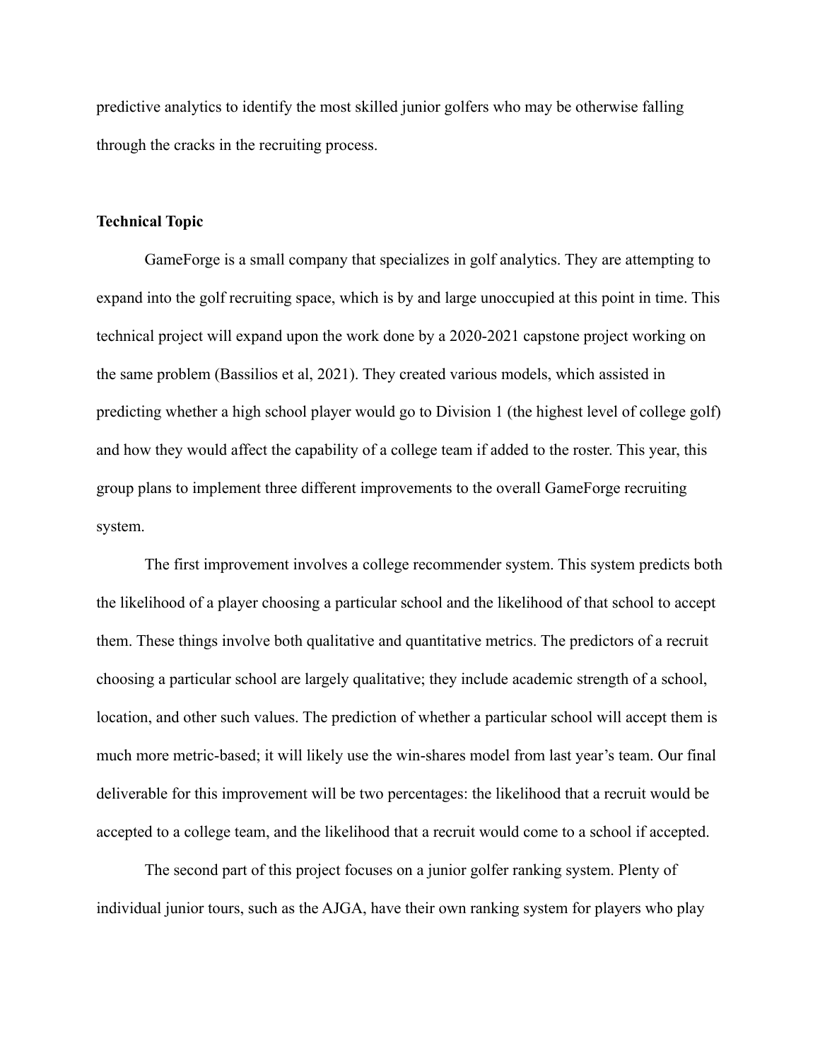predictive analytics to identify the most skilled junior golfers who may be otherwise falling through the cracks in the recruiting process.

**Technical Topic**

GameForge is a small company that specializes in golf analytics. They are attempting to expand into the golf recruiting space, which is by and large unoccupied at this point in time. This technical project will expand upon the work done by a 2020-2021 capstone project working on the same problem (Bassilios et al, 2021). They created various models, which assisted in predicting whether a high school player would go to Division 1 (the highest level of college golf) and how they would affect the capability of a college team if added to the roster. This year, this group plans to implement three different improvements to the overall GameForge recruiting system.

The first improvement involves a college recommender system. This system predicts both the likelihood of a player choosing a particular school and the likelihood of that school to accept them. These things involve both qualitative and quantitative metrics. The predictors of a recruit choosing a particular school are largely qualitative; they include academic strength of a school, location, and other such values. The prediction of whether a particular school will accept them is much more metric-based; it will likely use the win-shares model from last year's team. Our final deliverable for this improvement will be two percentages: the likelihood that a recruit would be accepted to a college team, and the likelihood that a recruit would come to a school if accepted.

The second part of this project focuses on a junior golfer ranking system. Plenty of individual junior tours, such as the AJGA, have their own ranking system for players who play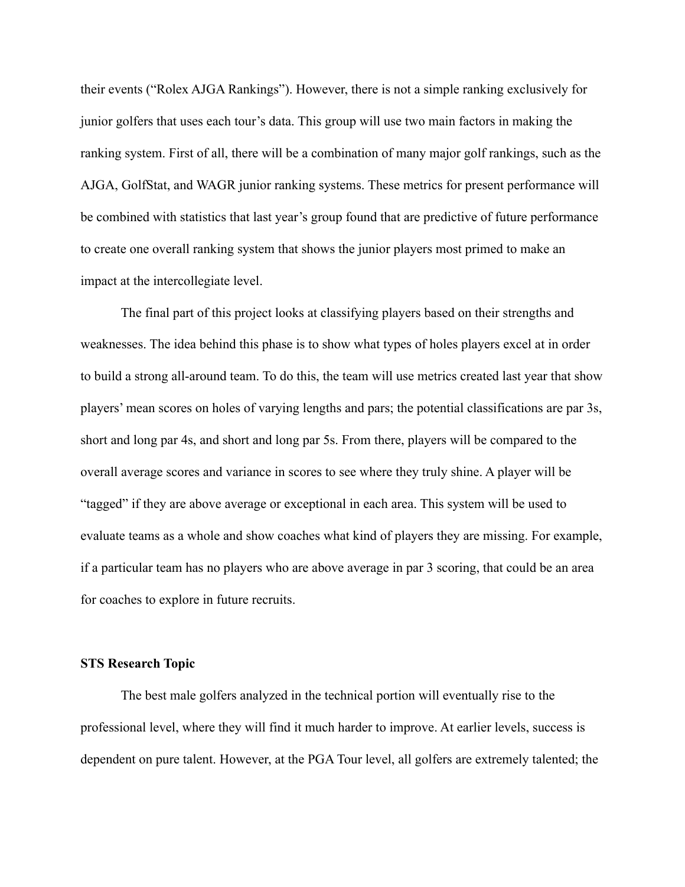their events ("Rolex AJGA Rankings"). However, there is not a simple ranking exclusively for junior golfers that uses each tour's data. This group will use two main factors in making the ranking system. First of all, there will be a combination of many major golf rankings, such as the AJGA, GolfStat, and WAGR junior ranking systems. These metrics for present performance will be combined with statistics that last year's group found that are predictive of future performance to create one overall ranking system that shows the junior players most primed to make an impact at the intercollegiate level.

The final part of this project looks at classifying players based on their strengths and weaknesses. The idea behind this phase is to show what types of holes players excel at in order to build a strong all-around team. To do this, the team will use metrics created last year that show players' mean scores on holes of varying lengths and pars; the potential classifications are par 3s, short and long par 4s, and short and long par 5s. From there, players will be compared to the overall average scores and variance in scores to see where they truly shine. A player will be "tagged" if they are above average or exceptional in each area. This system will be used to evaluate teams as a whole and show coaches what kind of players they are missing. For example, if a particular team has no players who are above average in par 3 scoring, that could be an area for coaches to explore in future recruits.

**STS Research Topic**

The best male golfers analyzed in the technical portion will eventually rise to the professional level, where they will find it much harder to improve. At earlier levels, success is dependent on pure talent. However, at the PGA Tour level, all golfers are extremely talented; the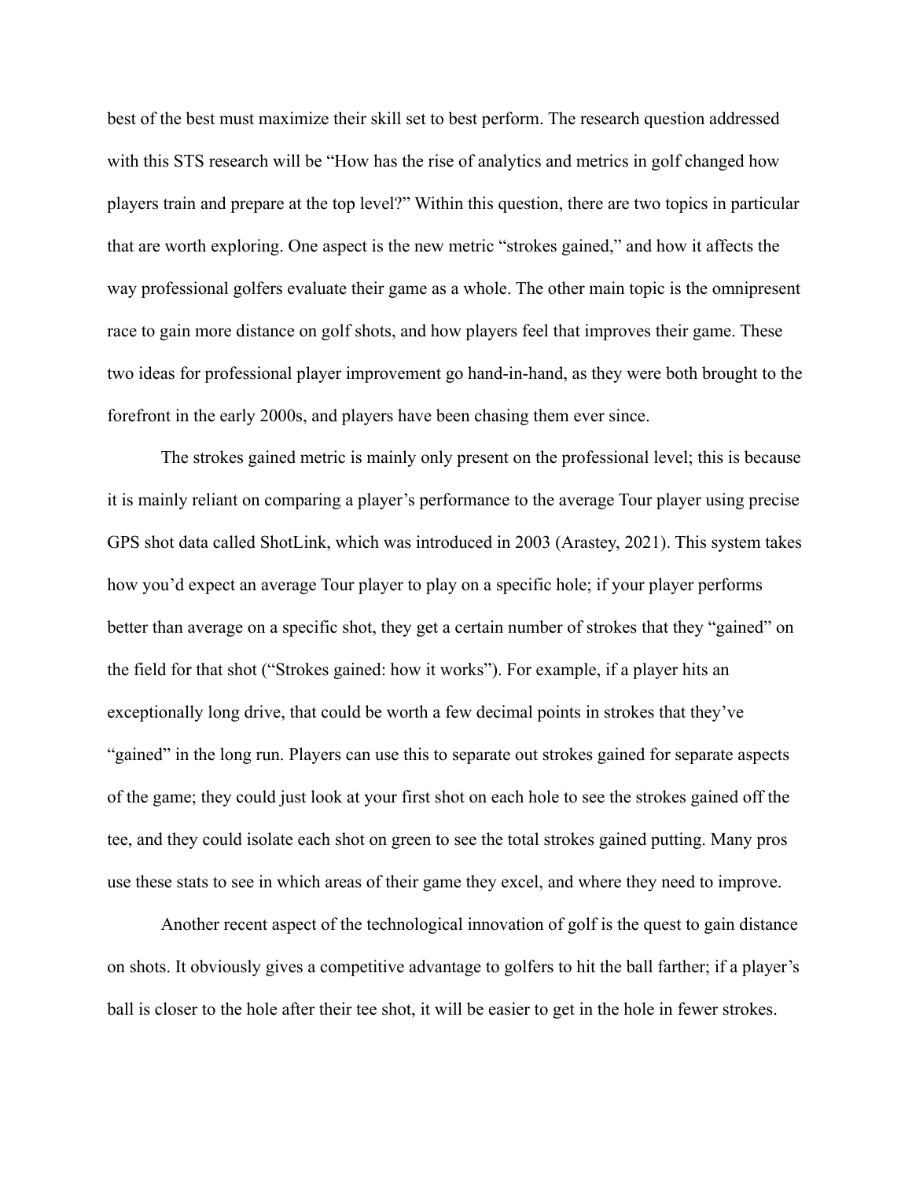best of the best must maximize their skill set to best perform. The research question addressed with this STS research will be "How has the rise of analytics and metrics in golf changed how players train and prepare at the top level?" Within this question, there are two topics in particular that are worth exploring. One aspect is the new metric "strokes gained," and how it affects the way professional golfers evaluate their game as a whole. The other main topic is the omnipresent race to gain more distance on golf shots, and how players feel that improves their game. These two ideas for professional player improvement go hand-in-hand, as they were both brought to the forefront in the early 2000s, and players have been chasing them ever since.

The strokes gained metric is mainly only present on the professional level; this is because it is mainly reliant on comparing a player's performance to the average Tour player using precise GPS shot data called ShotLink, which was introduced in 2003 (Arastey, 2021). This system takes how you'd expect an average Tour player to play on a specific hole; if your player performs better than average on a specific shot, they get a certain number of strokes that they "gained" on the field for that shot ("Strokes gained: how it works"). For example, if a player hits an exceptionally long drive, that could be worth a few decimal points in strokes that they've "gained" in the long run. Players can use this to separate out strokes gained for separate aspects of the game; they could just look at your first shot on each hole to see the strokes gained off the tee, and they could isolate each shot on green to see the total strokes gained putting. Many pros use these stats to see in which areas of their game they excel, and where they need to improve.

Another recent aspect of the technological innovation of golf is the quest to gain distance on shots. It obviously gives a competitive advantage to golfers to hit the ball farther; if a player's ball is closer to the hole after their tee shot, it will be easier to get in the hole in fewer strokes.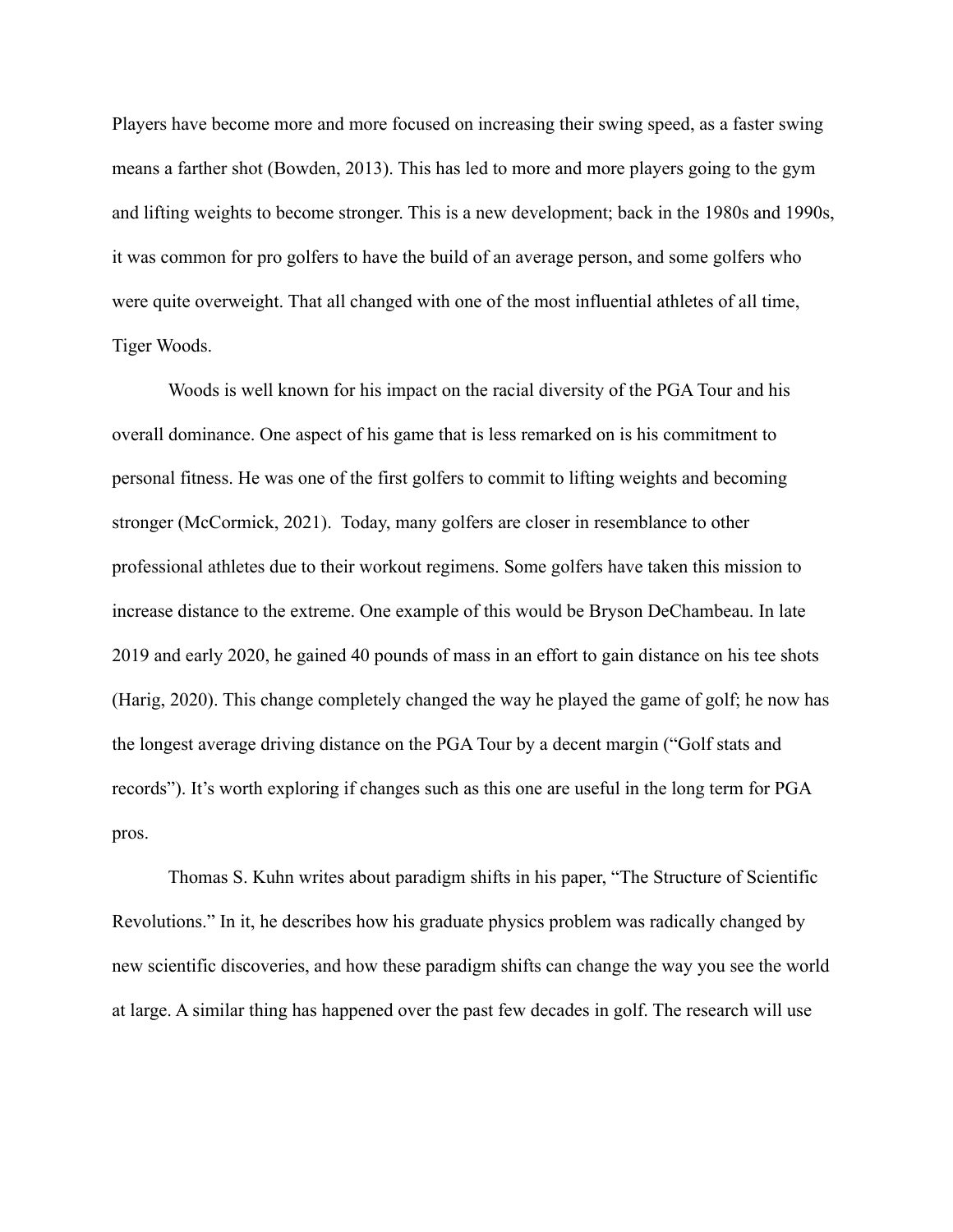Players have become more and more focused on increasing their swing speed, as a faster swing means a farther shot (Bowden, 2013). This has led to more and more players going to the gym and lifting weights to become stronger. This is a new development; back in the 1980s and 1990s, it was common for pro golfers to have the build of an average person, and some golfers who were quite overweight. That all changed with one of the most influential athletes of all time, Tiger Woods.

Woods is well known for his impact on the racial diversity of the PGA Tour and his overall dominance. One aspect of his game that is less remarked on is his commitment to personal fitness. He was one of the first golfers to commit to lifting weights and becoming stronger (McCormick, 2021). Today, many golfers are closer in resemblance to other professional athletes due to their workout regimens. Some golfers have taken this mission to increase distance to the extreme. One example of this would be Bryson DeChambeau. In late 2019 and early 2020, he gained 40 pounds of mass in an effort to gain distance on his tee shots (Harig, 2020). This change completely changed the way he played the game of golf; he now has the longest average driving distance on the PGA Tour by a decent margin ("Golf stats and records"). It's worth exploring if changes such as this one are useful in the long term for PGA pros.

Thomas S. Kuhn writes about paradigm shifts in his paper, "The Structure of Scientific Revolutions." In it, he describes how his graduate physics problem was radically changed by new scientific discoveries, and how these paradigm shifts can change the way you see the world at large. A similar thing has happened over the past few decades in golf. The research will use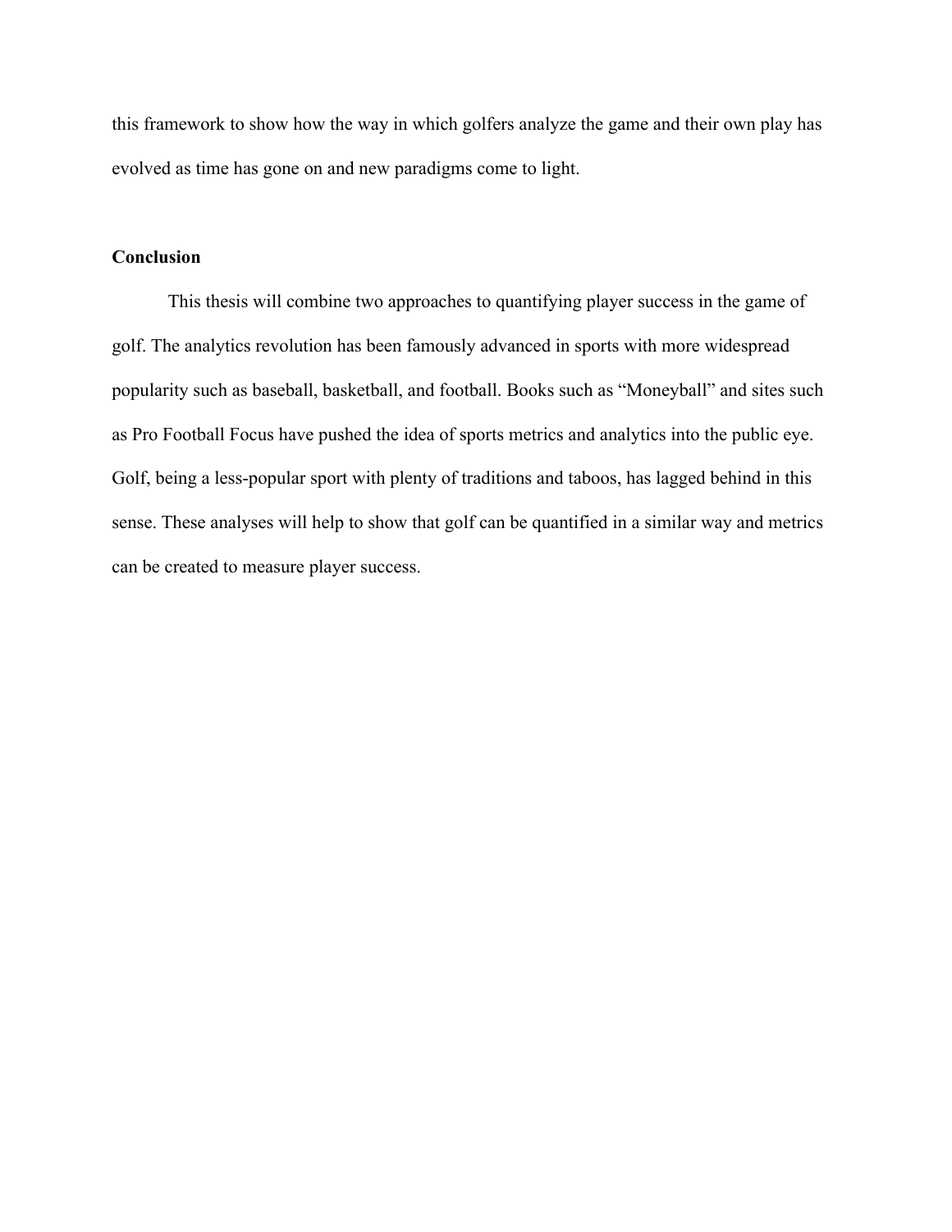this framework to show how the way in which golfers analyze the game and their own play has evolved as time has gone on and new paradigms come to light.

**Conclusion**

This thesis will combine two approaches to quantifying player success in the game of golf. The analytics revolution has been famously advanced in sports with more widespread popularity such as baseball, basketball, and football. Books such as "Moneyball" and sites such as Pro Football Focus have pushed the idea of sports metrics and analytics into the public eye. Golf, being a less-popular sport with plenty of traditions and taboos, has lagged behind in this sense. These analyses will help to show that golf can be quantified in a similar way and metrics can be created to measure player success.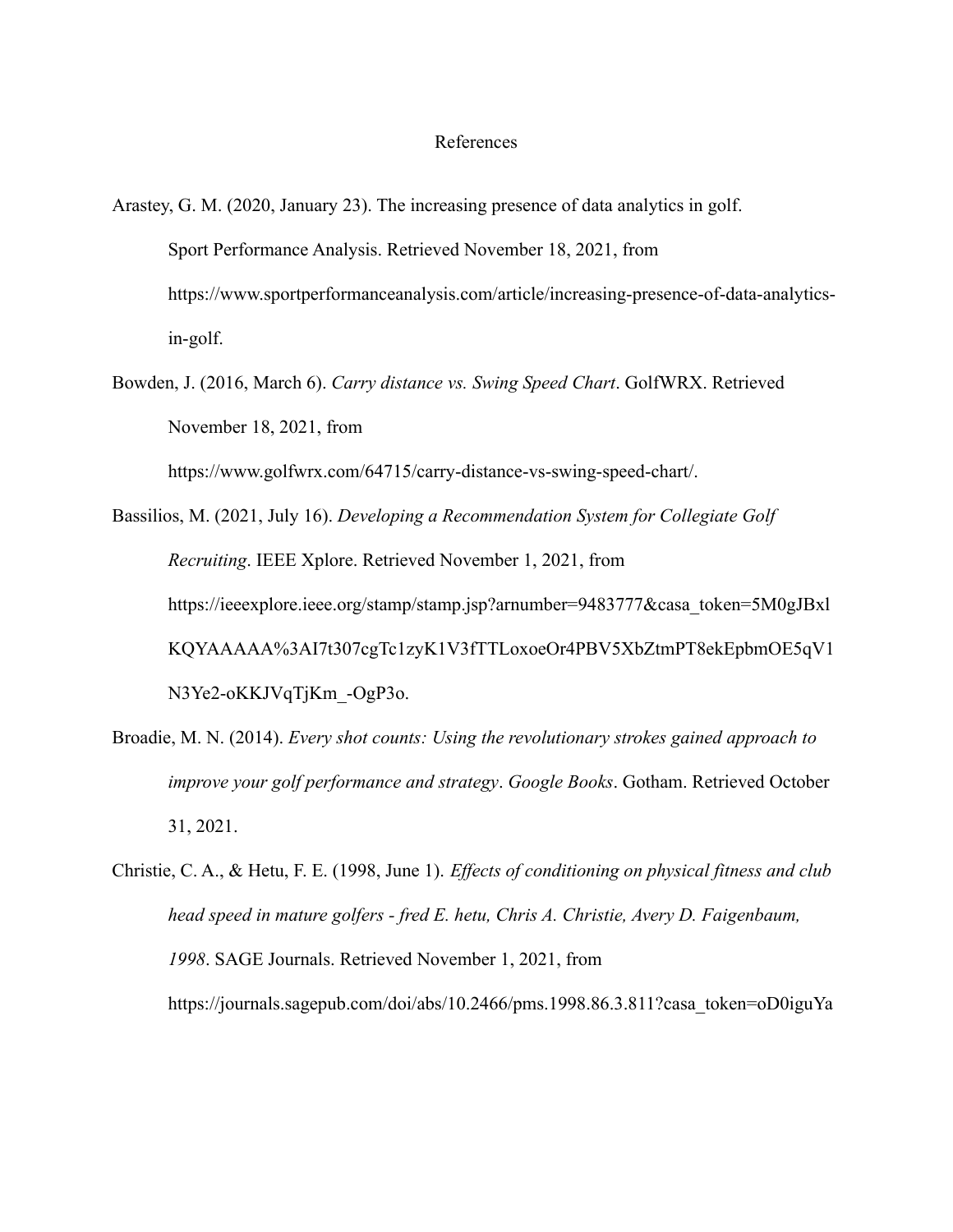# References

Arastey, G. M. (2020, January 23). The increasing presence of data analytics in golf. Sport Performance Analysis. Retrieved November 18, 2021, from https://www.sportperformanceanalysis.com/article/increasing-presence-of-data-analytics-in-golf.

Bowden, J. (2016, March 6). *Carry distance vs. Swing Speed Chart*. GolfWRX. Retrieved November 18, 2021, from https://www.golfwrx.com/64715/carry-distance-vs-swing-speed-chart/.

Bassilios, M. (2021, July 16). *Developing a Recommendation System for Collegiate Golf Recruiting*. IEEE Xplore. Retrieved November 1, 2021, from https://ieeexplore.ieee.org/stamp/stamp.jsp?arnumber=9483777&casa_token=5M0gJBxlKQYAAAAA%3AI7t307cgTc1zyK1V3fTTLoxoeOr4PBV5XbZtmPT8ekEpbmOE5qV1N3Ye2-oKKJVqTjKm_-OgP3o.

Broadie, M. N. (2014). *Every shot counts: Using the revolutionary strokes gained approach to improve your golf performance and strategy*. *Google Books*. Gotham. Retrieved October 31, 2021.

Christie, C. A., & Hetu, F. E. (1998, June 1). *Effects of conditioning on physical fitness and club head speed in mature golfers - fred E. hetu, Chris A. Christie, Avery D. Faigenbaum, 1998*. SAGE Journals. Retrieved November 1, 2021, from https://journals.sagepub.com/doi/abs/10.2466/pms.1998.86.3.811?casa_token=oD0iguYa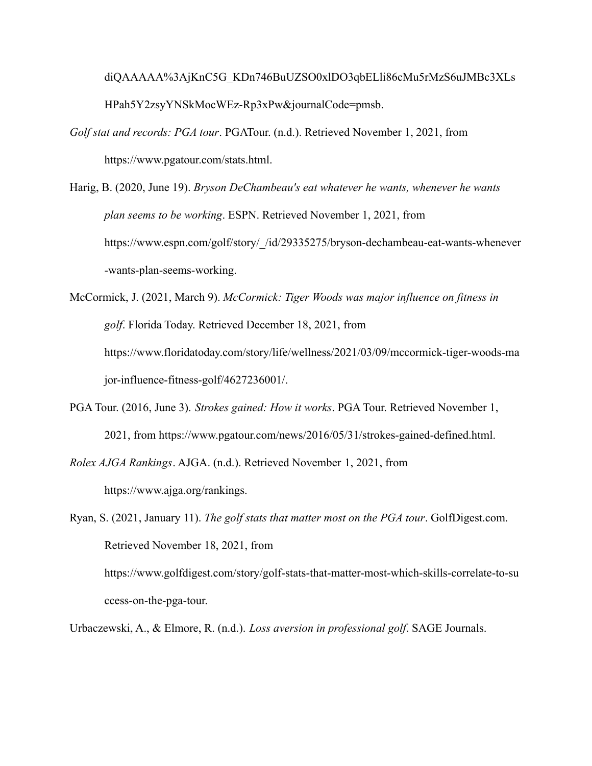diQAAAAA%3AjKnC5G_KDn746BuUZSO0xlDO3qbELli86cMu5rMzS6uJMBc3XLsHPah5Y2zsyYNSkMocWEz-Rp3xPw&journalCode=pmsb.

*Golf stat and records: PGA tour*. PGATour. (n.d.). Retrieved November 1, 2021, from https://www.pgatour.com/stats.html.

Harig, B. (2020, June 19). *Bryson DeChambeau's eat whatever he wants, whenever he wants plan seems to be working*. ESPN. Retrieved November 1, 2021, from https://www.espn.com/golf/story/_/id/29335275/bryson-dechambeau-eat-wants-whenever-wants-plan-seems-working.

McCormick, J. (2021, March 9). *McCormick: Tiger Woods was major influence on fitness in golf*. Florida Today. Retrieved December 18, 2021, from https://www.floridatoday.com/story/life/wellness/2021/03/09/mccormick-tiger-woods-major-influence-fitness-golf/4627236001/.

PGA Tour. (2016, June 3). *Strokes gained: How it works*. PGA Tour. Retrieved November 1, 2021, from https://www.pgatour.com/news/2016/05/31/strokes-gained-defined.html.

*Rolex AJGA Rankings*. AJGA. (n.d.). Retrieved November 1, 2021, from https://www.ajga.org/rankings.

Ryan, S. (2021, January 11). *The golf stats that matter most on the PGA tour*. GolfDigest.com. Retrieved November 18, 2021, from https://www.golfdigest.com/story/golf-stats-that-matter-most-which-skills-correlate-to-success-on-the-pga-tour.

Urbaczewski, A., & Elmore, R. (n.d.). *Loss aversion in professional golf*. SAGE Journals.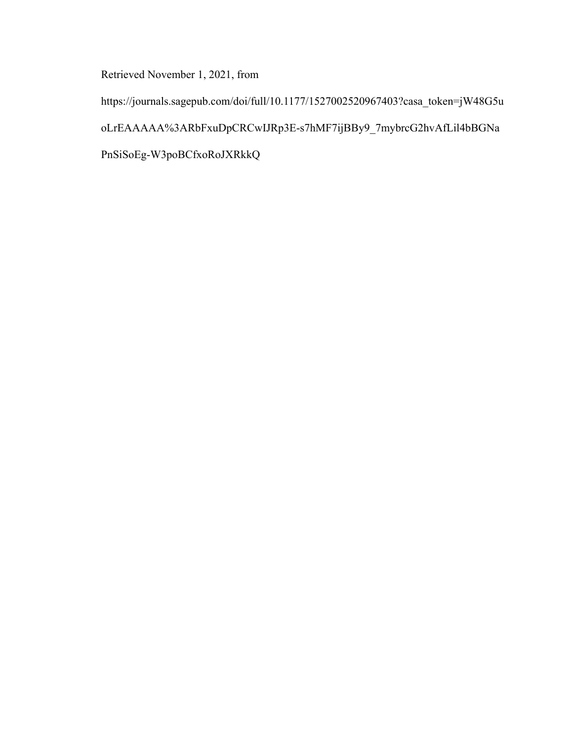Retrieved November 1, 2021, from

https://journals.sagepub.com/doi/full/10.1177/1527002520967403?casa_token=jW48G5uoLrEAAAAA%3ARbFxuDpCRCwIJRp3E-s7hMF7ijBBy9_7mybrcG2hvAfLil4bBGNaPnSiSoEg-W3poBCfxoRoJXRkkQ